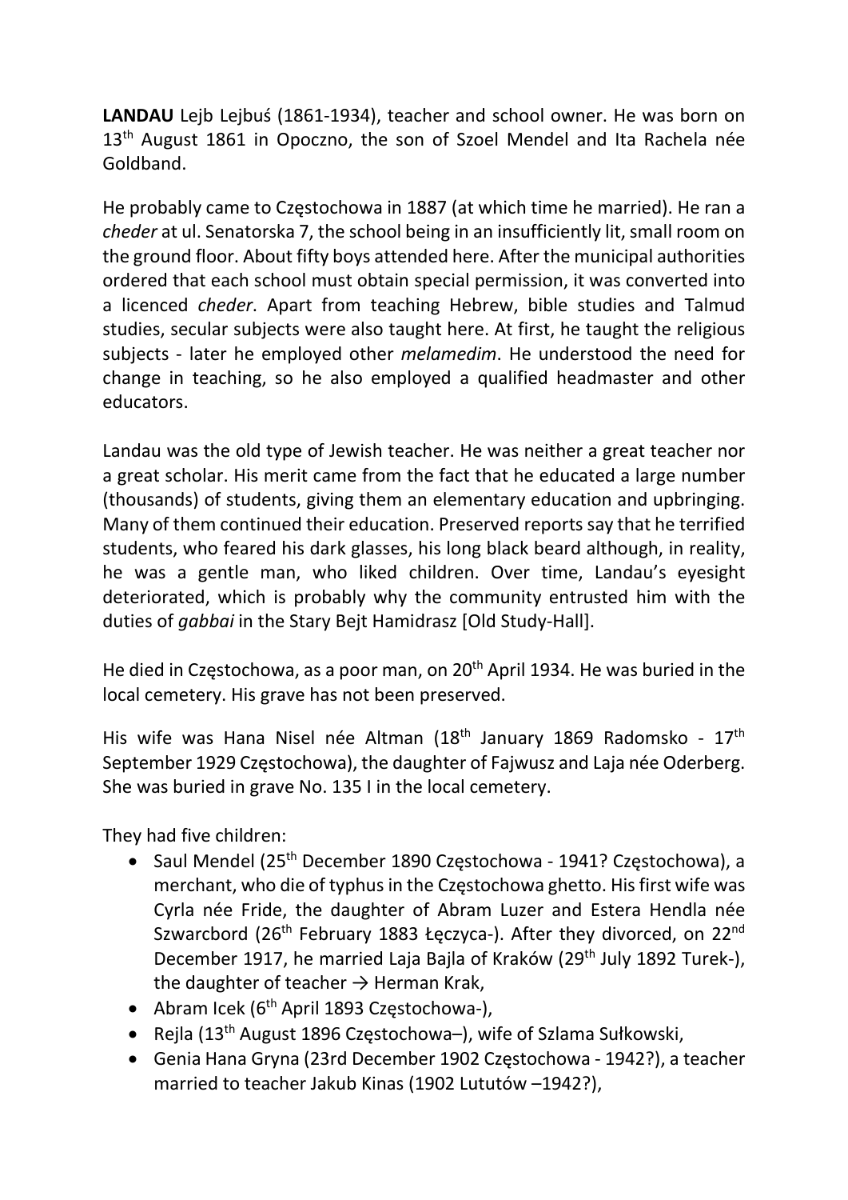**LANDAU** Lejb Lejbuś (1861-1934), teacher and school owner. He was born on 13th August 1861 in Opoczno, the son of Szoel Mendel and Ita Rachela née Goldband.

He probably came to Częstochowa in 1887 (at which time he married). He ran a *cheder* at ul. Senatorska 7, the school being in an insufficiently lit, small room on the ground floor. About fifty boys attended here. After the municipal authorities ordered that each school must obtain special permission, it was converted into a licenced *cheder*. Apart from teaching Hebrew, bible studies and Talmud studies, secular subjects were also taught here. At first, he taught the religious subjects - later he employed other *melamedim*. He understood the need for change in teaching, so he also employed a qualified headmaster and other educators.

Landau was the old type of Jewish teacher. He was neither a great teacher nor a great scholar. His merit came from the fact that he educated a large number (thousands) of students, giving them an elementary education and upbringing. Many of them continued their education. Preserved reports say that he terrified students, who feared his dark glasses, his long black beard although, in reality, he was a gentle man, who liked children. Over time, Landau's eyesight deteriorated, which is probably why the community entrusted him with the duties of *gabbai* in the Stary Bejt Hamidrasz [Old Study-Hall].

He died in Częstochowa, as a poor man, on 20th April 1934. He was buried in the local cemetery. His grave has not been preserved.

His wife was Hana Nisel née Altman (18th January 1869 Radomsko - 17th September 1929 Częstochowa), the daughter of Fajwusz and Laja née Oderberg. She was buried in grave No. 135 I in the local cemetery.

They had five children:

- Saul Mendel (25th December 1890 Częstochowa - 1941? Częstochowa), a merchant, who die of typhus in the Częstochowa ghetto. His first wife was Cyrla née Fride, the daughter of Abram Luzer and Estera Hendla née Szwarcbord (26th February 1883 Łęczyca-). After they divorced, on 22nd December 1917, he married Laja Bajla of Kraków (29th July 1892 Turek-), the daughter of teacher → Herman Krak,
- Abram Icek (6th April 1893 Częstochowa-),
- Rejla (13th August 1896 Częstochowa–), wife of Szlama Sułkowski,
- Genia Hana Gryna (23rd December 1902 Częstochowa - 1942?), a teacher married to teacher Jakub Kinas (1902 Lututów –1942?),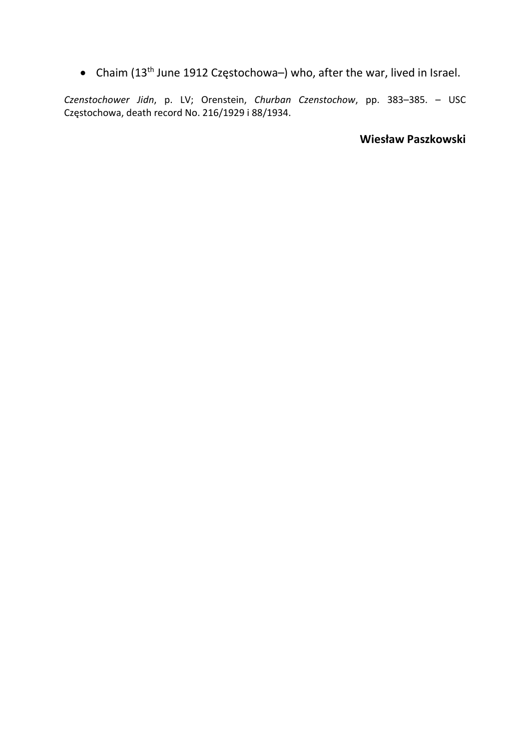- Chaim (13th June 1912 Częstochowa–) who, after the war, lived in Israel.

*Czenstochower Jidn*, p. LV; Orenstein, *Churban Czenstochow*, pp. 383–385. – USC Częstochowa, death record No. 216/1929 i 88/1934.

**Wiesław Paszkowski**